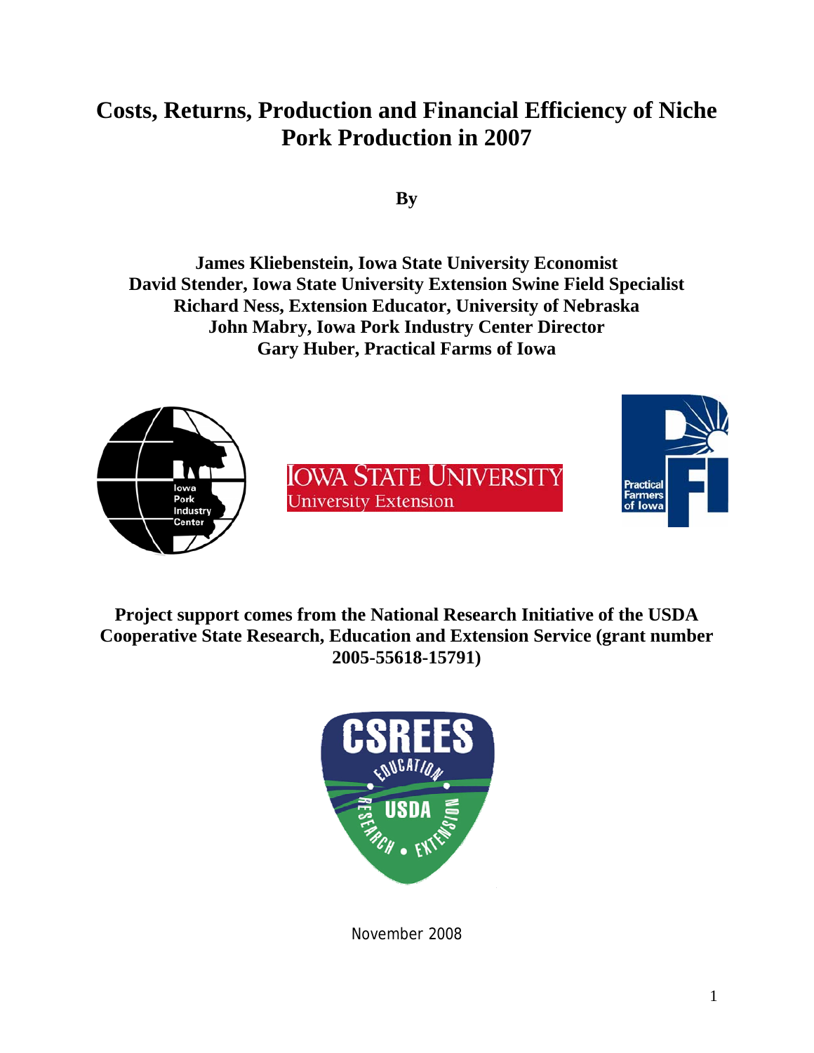# Costs, Returns, Production and Financial Efficiency of Niche Pork Production in 2007

**By**

**James Kliebenstein, Iowa State University Economist**
**David Stender, Iowa State University Extension Swine Field Specialist**
**Richard Ness, Extension Educator, University of Nebraska**
**John Mabry, Iowa Pork Industry Center Director**
**Gary Huber, Practical Farms of Iowa**

**Project support comes from the National Research Initiative of the USDA Cooperative State Research, Education and Extension Service (grant number 2005-55618-15791)**

November 2008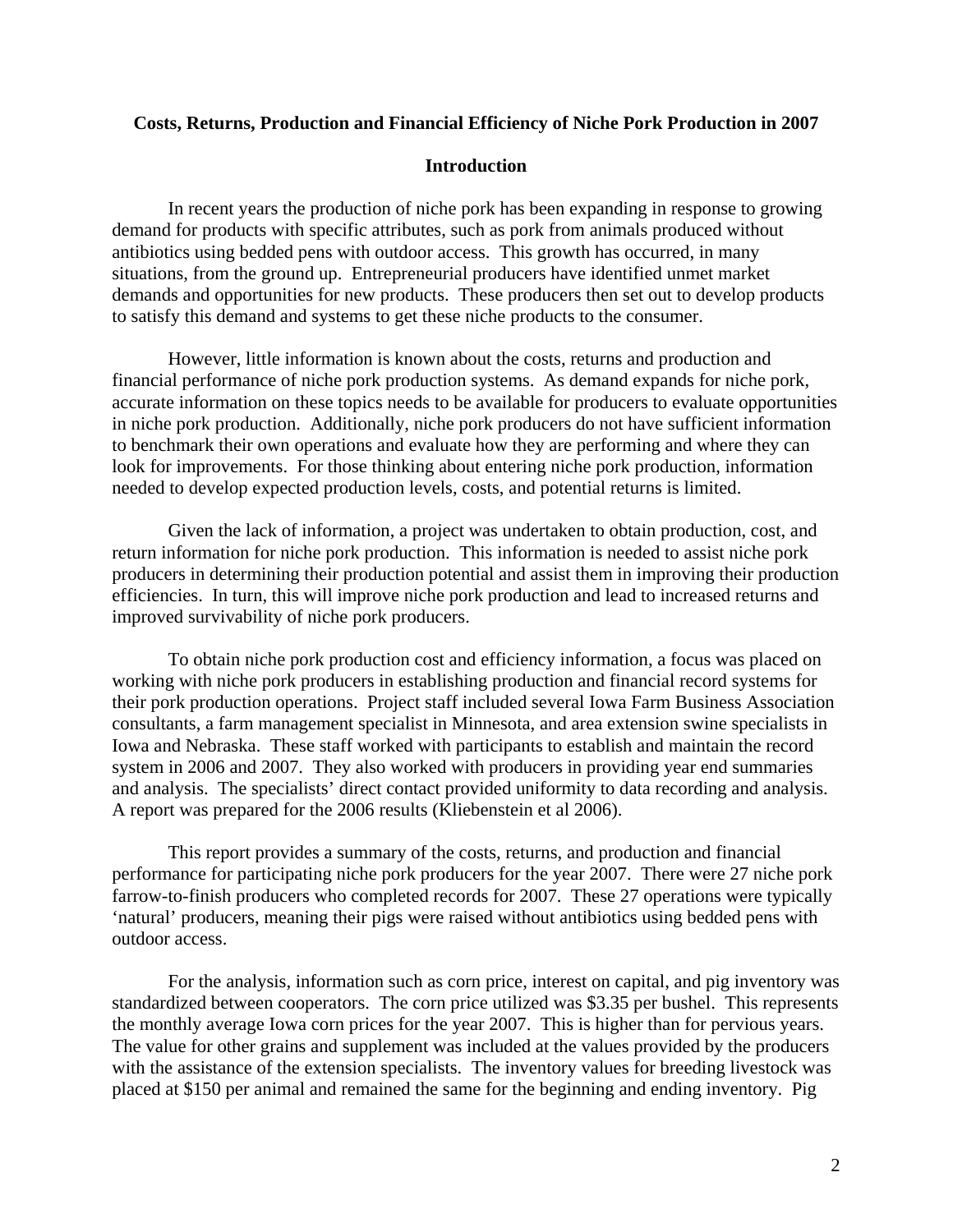**Costs, Returns, Production and Financial Efficiency of Niche Pork Production in 2007**

**Introduction**

In recent years the production of niche pork has been expanding in response to growing demand for products with specific attributes, such as pork from animals produced without antibiotics using bedded pens with outdoor access. This growth has occurred, in many situations, from the ground up. Entrepreneurial producers have identified unmet market demands and opportunities for new products. These producers then set out to develop products to satisfy this demand and systems to get these niche products to the consumer.

However, little information is known about the costs, returns and production and financial performance of niche pork production systems. As demand expands for niche pork, accurate information on these topics needs to be available for producers to evaluate opportunities in niche pork production. Additionally, niche pork producers do not have sufficient information to benchmark their own operations and evaluate how they are performing and where they can look for improvements. For those thinking about entering niche pork production, information needed to develop expected production levels, costs, and potential returns is limited.

Given the lack of information, a project was undertaken to obtain production, cost, and return information for niche pork production. This information is needed to assist niche pork producers in determining their production potential and assist them in improving their production efficiencies. In turn, this will improve niche pork production and lead to increased returns and improved survivability of niche pork producers.

To obtain niche pork production cost and efficiency information, a focus was placed on working with niche pork producers in establishing production and financial record systems for their pork production operations. Project staff included several Iowa Farm Business Association consultants, a farm management specialist in Minnesota, and area extension swine specialists in Iowa and Nebraska. These staff worked with participants to establish and maintain the record system in 2006 and 2007. They also worked with producers in providing year end summaries and analysis. The specialists' direct contact provided uniformity to data recording and analysis. A report was prepared for the 2006 results (Kliebenstein et al 2006).

This report provides a summary of the costs, returns, and production and financial performance for participating niche pork producers for the year 2007. There were 27 niche pork farrow-to-finish producers who completed records for 2007. These 27 operations were typically 'natural' producers, meaning their pigs were raised without antibiotics using bedded pens with outdoor access.

For the analysis, information such as corn price, interest on capital, and pig inventory was standardized between cooperators. The corn price utilized was $3.35 per bushel. This represents the monthly average Iowa corn prices for the year 2007. This is higher than for pervious years. The value for other grains and supplement was included at the values provided by the producers with the assistance of the extension specialists. The inventory values for breeding livestock was placed at $150 per animal and remained the same for the beginning and ending inventory. Pig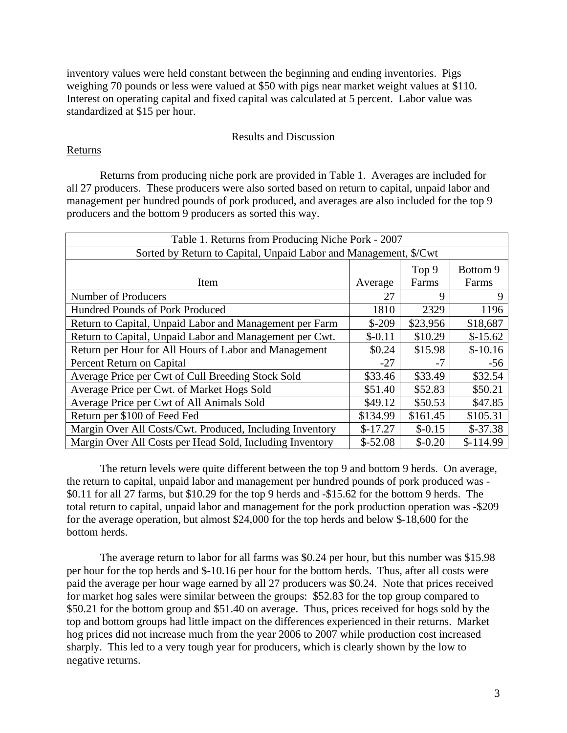inventory values were held constant between the beginning and ending inventories. Pigs weighing 70 pounds or less were valued at $50 with pigs near market weight values at $110. Interest on operating capital and fixed capital was calculated at 5 percent. Labor value was standardized at $15 per hour.

## Results and Discussion

### Returns

Returns from producing niche pork are provided in Table 1. Averages are included for all 27 producers. These producers were also sorted based on return to capital, unpaid labor and management per hundred pounds of pork produced, and averages are also included for the top 9 producers and the bottom 9 producers as sorted this way.

| Table 1. Returns from Producing Niche Pork - 2007 | | | |
|---|---|---|---|
| Sorted by Return to Capital, Unpaid Labor and Management, $/Cwt | | | |
| Item | Average | Top 9 Farms | Bottom 9 Farms |
| Number of Producers | 27 | 9 | 9 |
| Hundred Pounds of Pork Produced | 1810 | 2329 | 1196 |
| Return to Capital, Unpaid Labor and Management per Farm | $-209 | $23,956 | $18,687 |
| Return to Capital, Unpaid Labor and Management per Cwt. | $-0.11 | $10.29 | $-15.62 |
| Return per Hour for All Hours of Labor and Management | $0.24 | $15.98 | $-10.16 |
| Percent Return on Capital | -27 | -7 | -56 |
| Average Price per Cwt of Cull Breeding Stock Sold | $33.46 | $33.49 | $32.54 |
| Average Price per Cwt. of Market Hogs Sold | $51.40 | $52.83 | $50.21 |
| Average Price per Cwt of All Animals Sold | $49.12 | $50.53 | $47.85 |
| Return per $100 of Feed Fed | $134.99 | $161.45 | $105.31 |
| Margin Over All Costs/Cwt. Produced, Including Inventory | $-17.27 | $-0.15 | $-37.38 |
| Margin Over All Costs per Head Sold, Including Inventory | $-52.08 | $-0.20 | $-114.99 |

The return levels were quite different between the top 9 and bottom 9 herds. On average, the return to capital, unpaid labor and management per hundred pounds of pork produced was -$0.11 for all 27 farms, but $10.29 for the top 9 herds and -$15.62 for the bottom 9 herds. The total return to capital, unpaid labor and management for the pork production operation was -$209 for the average operation, but almost $24,000 for the top herds and below $-18,600 for the bottom herds.

The average return to labor for all farms was $0.24 per hour, but this number was $15.98 per hour for the top herds and $-10.16 per hour for the bottom herds. Thus, after all costs were paid the average per hour wage earned by all 27 producers was $0.24. Note that prices received for market hog sales were similar between the groups: $52.83 for the top group compared to $50.21 for the bottom group and $51.40 on average. Thus, prices received for hogs sold by the top and bottom groups had little impact on the differences experienced in their returns. Market hog prices did not increase much from the year 2006 to 2007 while production cost increased sharply. This led to a very tough year for producers, which is clearly shown by the low to negative returns.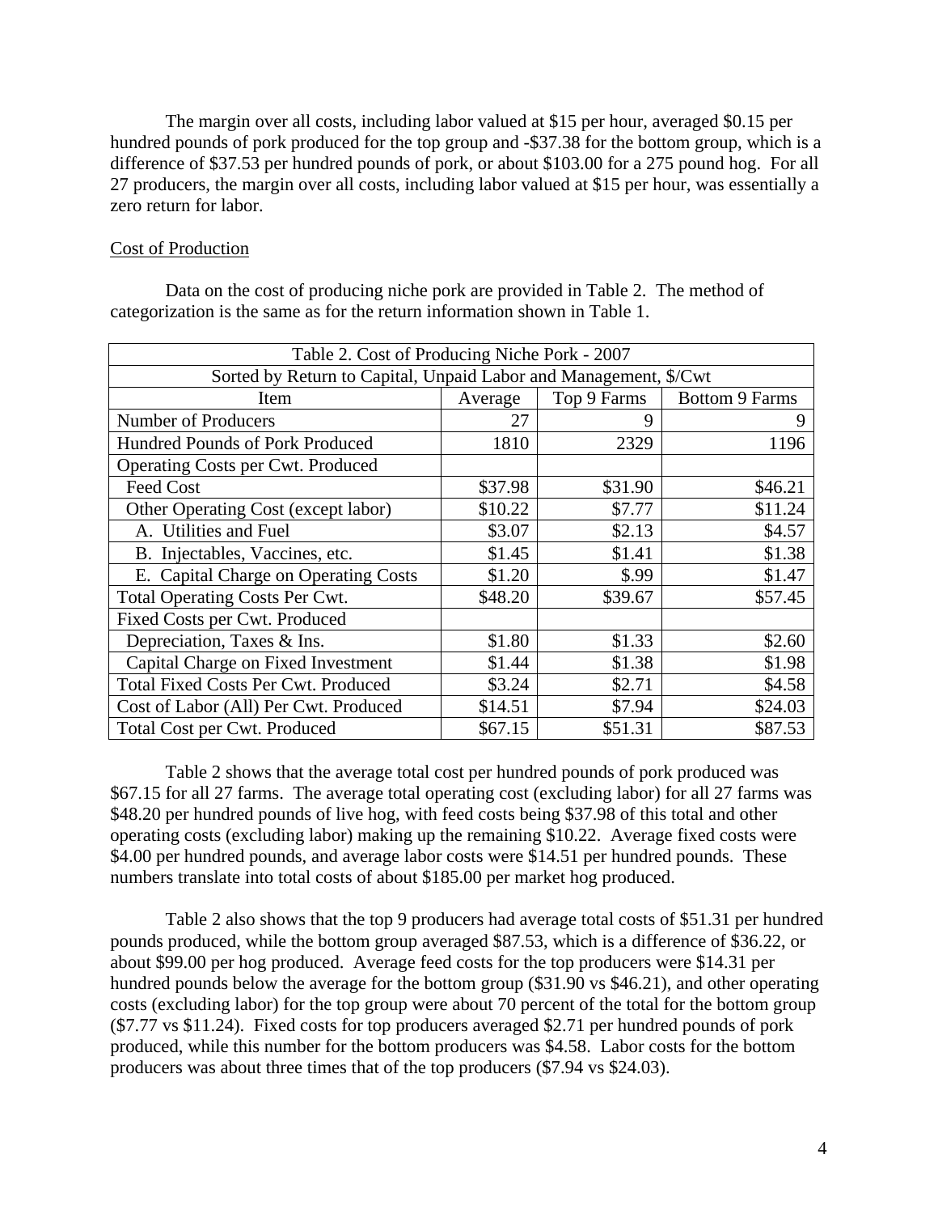The margin over all costs, including labor valued at $15 per hour, averaged $0.15 per hundred pounds of pork produced for the top group and -$37.38 for the bottom group, which is a difference of $37.53 per hundred pounds of pork, or about $103.00 for a 275 pound hog. For all 27 producers, the margin over all costs, including labor valued at $15 per hour, was essentially a zero return for labor.

Cost of Production

Data on the cost of producing niche pork are provided in Table 2. The method of categorization is the same as for the return information shown in Table 1.

| Table 2. Cost of Producing Niche Pork - 2007 | | | |
|---|---|---|---|
| Sorted by Return to Capital, Unpaid Labor and Management, $/Cwt | | | |
| Item | Average | Top 9 Farms | Bottom 9 Farms |
| Number of Producers | 27 | 9 | 9 |
| Hundred Pounds of Pork Produced | 1810 | 2329 | 1196 |
| Operating Costs per Cwt. Produced | | | |
| Feed Cost | $37.98 | $31.90 | $46.21 |
| Other Operating Cost (except labor) | $10.22 | $7.77 | $11.24 |
| A. Utilities and Fuel | $3.07 | $2.13 | $4.57 |
| B. Injectables, Vaccines, etc. | $1.45 | $1.41 | $1.38 |
| E. Capital Charge on Operating Costs | $1.20 | $.99 | $1.47 |
| Total Operating Costs Per Cwt. | $48.20 | $39.67 | $57.45 |
| Fixed Costs per Cwt. Produced | | | |
| Depreciation, Taxes & Ins. | $1.80 | $1.33 | $2.60 |
| Capital Charge on Fixed Investment | $1.44 | $1.38 | $1.98 |
| Total Fixed Costs Per Cwt. Produced | $3.24 | $2.71 | $4.58 |
| Cost of Labor (All) Per Cwt. Produced | $14.51 | $7.94 | $24.03 |
| Total Cost per Cwt. Produced | $67.15 | $51.31 | $87.53 |

Table 2 shows that the average total cost per hundred pounds of pork produced was $67.15 for all 27 farms. The average total operating cost (excluding labor) for all 27 farms was $48.20 per hundred pounds of live hog, with feed costs being $37.98 of this total and other operating costs (excluding labor) making up the remaining $10.22. Average fixed costs were $4.00 per hundred pounds, and average labor costs were $14.51 per hundred pounds. These numbers translate into total costs of about $185.00 per market hog produced.

Table 2 also shows that the top 9 producers had average total costs of $51.31 per hundred pounds produced, while the bottom group averaged $87.53, which is a difference of $36.22, or about $99.00 per hog produced. Average feed costs for the top producers were $14.31 per hundred pounds below the average for the bottom group ($31.90 vs $46.21), and other operating costs (excluding labor) for the top group were about 70 percent of the total for the bottom group ($7.77 vs $11.24). Fixed costs for top producers averaged $2.71 per hundred pounds of pork produced, while this number for the bottom producers was $4.58. Labor costs for the bottom producers was about three times that of the top producers ($7.94 vs $24.03).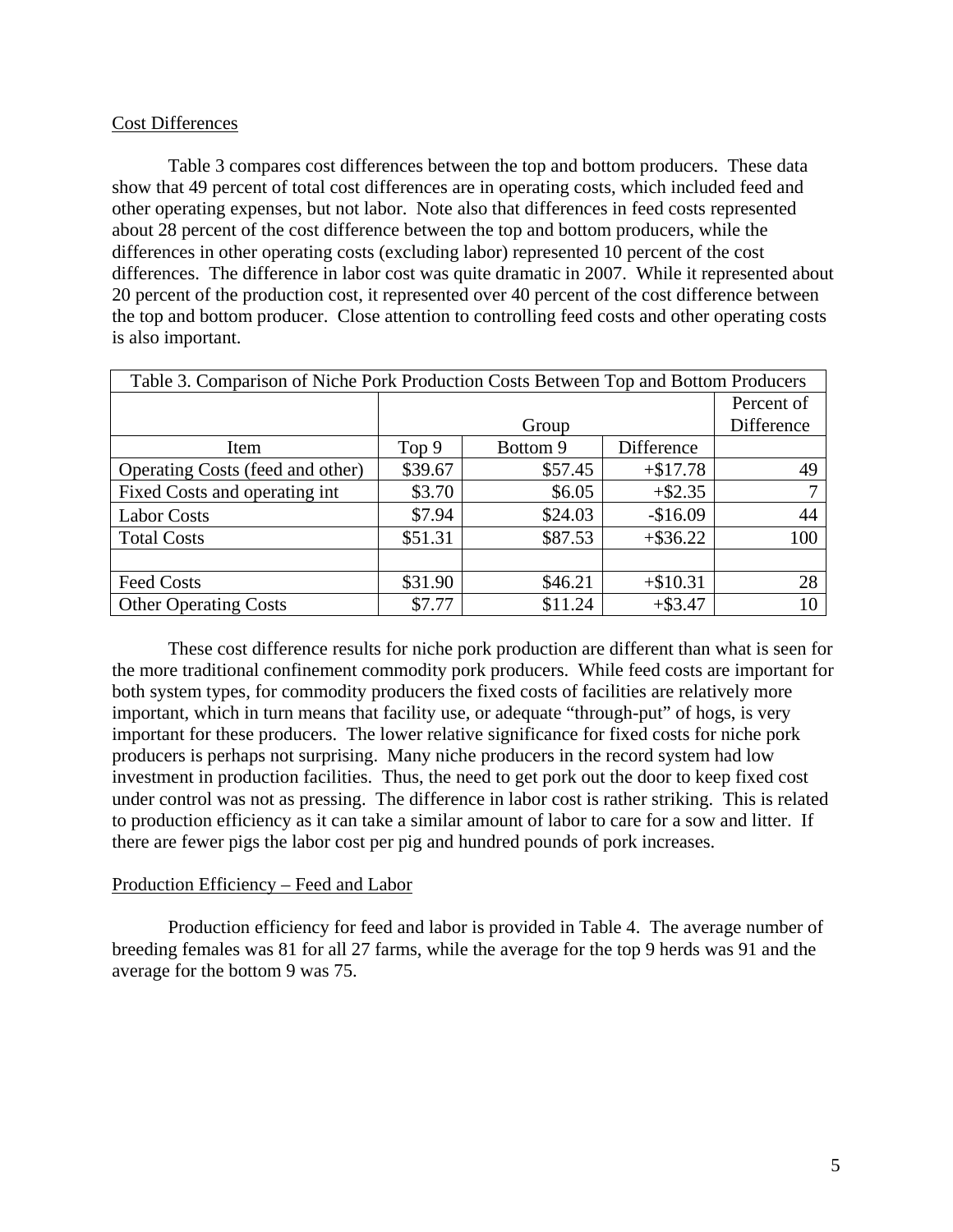## Cost Differences

Table 3 compares cost differences between the top and bottom producers. These data show that 49 percent of total cost differences are in operating costs, which included feed and other operating expenses, but not labor. Note also that differences in feed costs represented about 28 percent of the cost difference between the top and bottom producers, while the differences in other operating costs (excluding labor) represented 10 percent of the cost differences. The difference in labor cost was quite dramatic in 2007. While it represented about 20 percent of the production cost, it represented over 40 percent of the cost difference between the top and bottom producer. Close attention to controlling feed costs and other operating costs is also important.

| Table 3. Comparison of Niche Pork Production Costs Between Top and Bottom Producers | | | | |
|---|---|---|---|---|
| | | Group | | Percent of Difference |
| Item | Top 9 | Bottom 9 | Difference | |
| Operating Costs (feed and other) | $39.67 | $57.45 | +$17.78 | 49 |
| Fixed Costs and operating int | $3.70 | $6.05 | +$2.35 | 7 |
| Labor Costs | $7.94 | $24.03 | -$16.09 | 44 |
| Total Costs | $51.31 | $87.53 | +$36.22 | 100 |
| | | | | |
| Feed Costs | $31.90 | $46.21 | +$10.31 | 28 |
| Other Operating Costs | $7.77 | $11.24 | +$3.47 | 10 |

These cost difference results for niche pork production are different than what is seen for the more traditional confinement commodity pork producers. While feed costs are important for both system types, for commodity producers the fixed costs of facilities are relatively more important, which in turn means that facility use, or adequate "through-put" of hogs, is very important for these producers. The lower relative significance for fixed costs for niche pork producers is perhaps not surprising. Many niche producers in the record system had low investment in production facilities. Thus, the need to get pork out the door to keep fixed cost under control was not as pressing. The difference in labor cost is rather striking. This is related to production efficiency as it can take a similar amount of labor to care for a sow and litter. If there are fewer pigs the labor cost per pig and hundred pounds of pork increases.

## Production Efficiency – Feed and Labor

Production efficiency for feed and labor is provided in Table 4. The average number of breeding females was 81 for all 27 farms, while the average for the top 9 herds was 91 and the average for the bottom 9 was 75.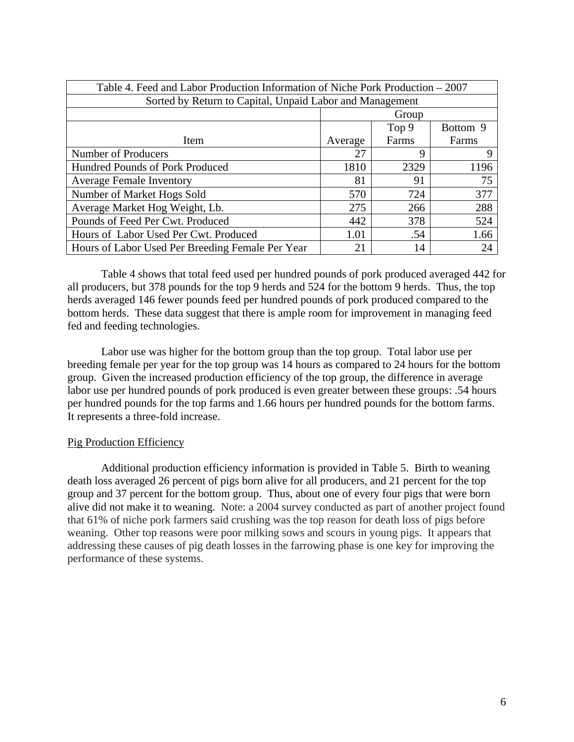| Table 4. Feed and Labor Production Information of Niche Pork Production – 2007 | | | |
|---|---|---|---|
| Sorted by Return to Capital, Unpaid Labor and Management | | | |
| | | Group | |
| Item | Average | Top 9 Farms | Bottom 9 Farms |
| Number of Producers | 27 | 9 | 9 |
| Hundred Pounds of Pork Produced | 1810 | 2329 | 1196 |
| Average Female Inventory | 81 | 91 | 75 |
| Number of Market Hogs Sold | 570 | 724 | 377 |
| Average Market Hog Weight, Lb. | 275 | 266 | 288 |
| Pounds of Feed Per Cwt. Produced | 442 | 378 | 524 |
| Hours of Labor Used Per Cwt. Produced | 1.01 | .54 | 1.66 |
| Hours of Labor Used Per Breeding Female Per Year | 21 | 14 | 24 |

Table 4 shows that total feed used per hundred pounds of pork produced averaged 442 for all producers, but 378 pounds for the top 9 herds and 524 for the bottom 9 herds. Thus, the top herds averaged 146 fewer pounds feed per hundred pounds of pork produced compared to the bottom herds. These data suggest that there is ample room for improvement in managing feed fed and feeding technologies.

Labor use was higher for the bottom group than the top group. Total labor use per breeding female per year for the top group was 14 hours as compared to 24 hours for the bottom group. Given the increased production efficiency of the top group, the difference in average labor use per hundred pounds of pork produced is even greater between these groups: .54 hours per hundred pounds for the top farms and 1.66 hours per hundred pounds for the bottom farms. It represents a three-fold increase.

Pig Production Efficiency

Additional production efficiency information is provided in Table 5. Birth to weaning death loss averaged 26 percent of pigs born alive for all producers, and 21 percent for the top group and 37 percent for the bottom group. Thus, about one of every four pigs that were born alive did not make it to weaning. Note: a 2004 survey conducted as part of another project found that 61% of niche pork farmers said crushing was the top reason for death loss of pigs before weaning. Other top reasons were poor milking sows and scours in young pigs. It appears that addressing these causes of pig death losses in the farrowing phase is one key for improving the performance of these systems.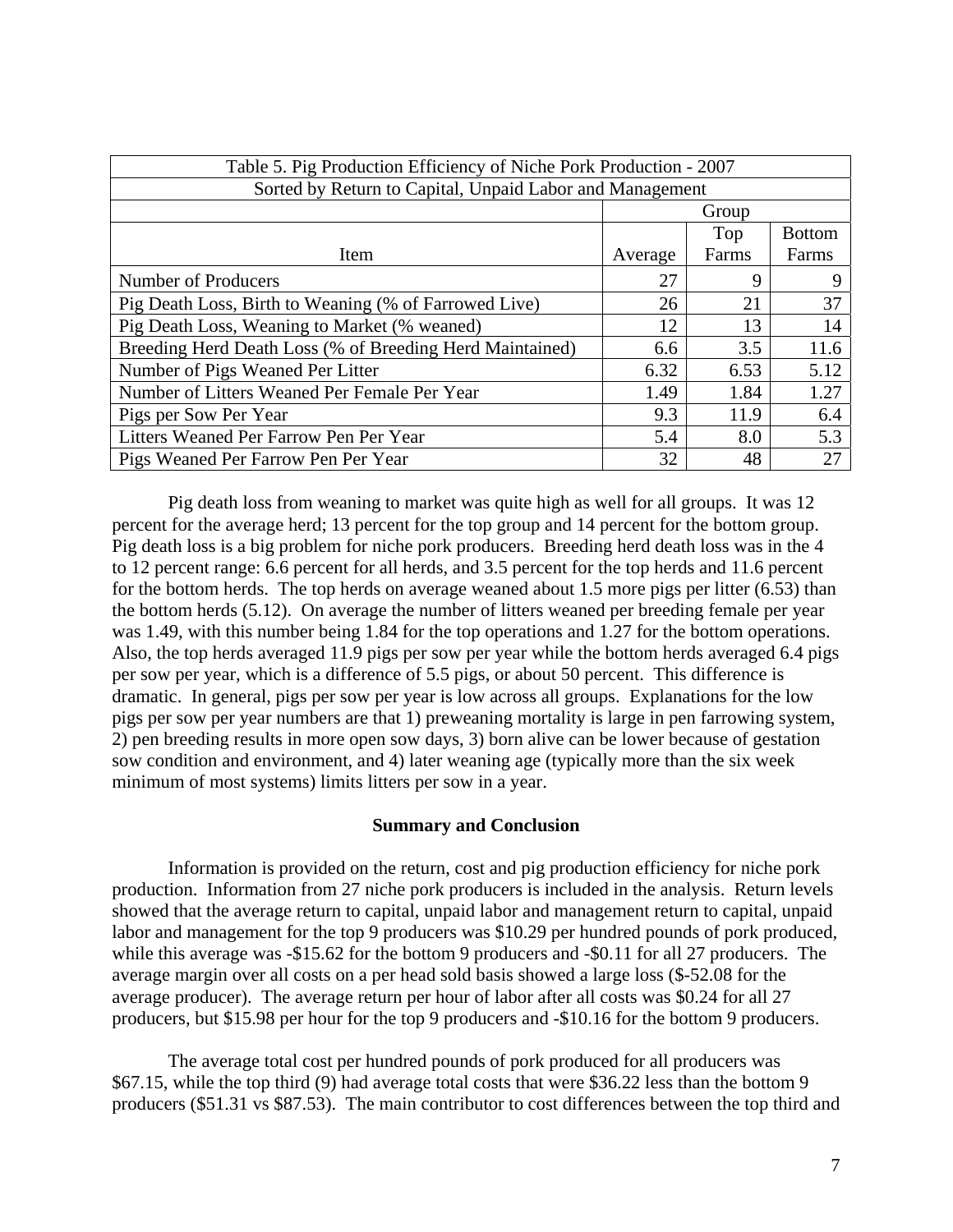| Table 5. Pig Production Efficiency of Niche Pork Production - 2007 | | | |
|---|---|---|---|
| Sorted by Return to Capital, Unpaid Labor and Management | | | |
| | Group | | |
| Item | Average | Top Farms | Bottom Farms |
| Number of Producers | 27 | 9 | 9 |
| Pig Death Loss, Birth to Weaning (% of Farrowed Live) | 26 | 21 | 37 |
| Pig Death Loss, Weaning to Market (% weaned) | 12 | 13 | 14 |
| Breeding Herd Death Loss (% of Breeding Herd Maintained) | 6.6 | 3.5 | 11.6 |
| Number of Pigs Weaned Per Litter | 6.32 | 6.53 | 5.12 |
| Number of Litters Weaned Per Female Per Year | 1.49 | 1.84 | 1.27 |
| Pigs per Sow Per Year | 9.3 | 11.9 | 6.4 |
| Litters Weaned Per Farrow Pen Per Year | 5.4 | 8.0 | 5.3 |
| Pigs Weaned Per Farrow Pen Per Year | 32 | 48 | 27 |

Pig death loss from weaning to market was quite high as well for all groups. It was 12 percent for the average herd; 13 percent for the top group and 14 percent for the bottom group. Pig death loss is a big problem for niche pork producers. Breeding herd death loss was in the 4 to 12 percent range: 6.6 percent for all herds, and 3.5 percent for the top herds and 11.6 percent for the bottom herds. The top herds on average weaned about 1.5 more pigs per litter (6.53) than the bottom herds (5.12). On average the number of litters weaned per breeding female per year was 1.49, with this number being 1.84 for the top operations and 1.27 for the bottom operations. Also, the top herds averaged 11.9 pigs per sow per year while the bottom herds averaged 6.4 pigs per sow per year, which is a difference of 5.5 pigs, or about 50 percent. This difference is dramatic. In general, pigs per sow per year is low across all groups. Explanations for the low pigs per sow per year numbers are that 1) preweaning mortality is large in pen farrowing system, 2) pen breeding results in more open sow days, 3) born alive can be lower because of gestation sow condition and environment, and 4) later weaning age (typically more than the six week minimum of most systems) limits litters per sow in a year.

## Summary and Conclusion

Information is provided on the return, cost and pig production efficiency for niche pork production. Information from 27 niche pork producers is included in the analysis. Return levels showed that the average return to capital, unpaid labor and management return to capital, unpaid labor and management for the top 9 producers was $10.29 per hundred pounds of pork produced, while this average was -$15.62 for the bottom 9 producers and -$0.11 for all 27 producers. The average margin over all costs on a per head sold basis showed a large loss ($-52.08 for the average producer). The average return per hour of labor after all costs was $0.24 for all 27 producers, but $15.98 per hour for the top 9 producers and -$10.16 for the bottom 9 producers.

The average total cost per hundred pounds of pork produced for all producers was $67.15, while the top third (9) had average total costs that were $36.22 less than the bottom 9 producers ($51.31 vs $87.53). The main contributor to cost differences between the top third and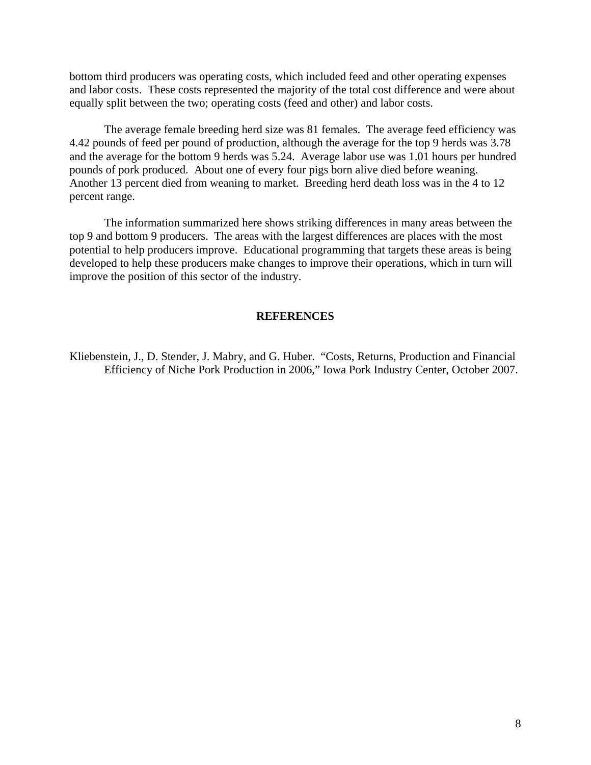bottom third producers was operating costs, which included feed and other operating expenses and labor costs. These costs represented the majority of the total cost difference and were about equally split between the two; operating costs (feed and other) and labor costs.

The average female breeding herd size was 81 females. The average feed efficiency was 4.42 pounds of feed per pound of production, although the average for the top 9 herds was 3.78 and the average for the bottom 9 herds was 5.24. Average labor use was 1.01 hours per hundred pounds of pork produced. About one of every four pigs born alive died before weaning. Another 13 percent died from weaning to market. Breeding herd death loss was in the 4 to 12 percent range.

The information summarized here shows striking differences in many areas between the top 9 and bottom 9 producers. The areas with the largest differences are places with the most potential to help producers improve. Educational programming that targets these areas is being developed to help these producers make changes to improve their operations, which in turn will improve the position of this sector of the industry.

## REFERENCES

Kliebenstein, J., D. Stender, J. Mabry, and G. Huber. "Costs, Returns, Production and Financial Efficiency of Niche Pork Production in 2006," Iowa Pork Industry Center, October 2007.